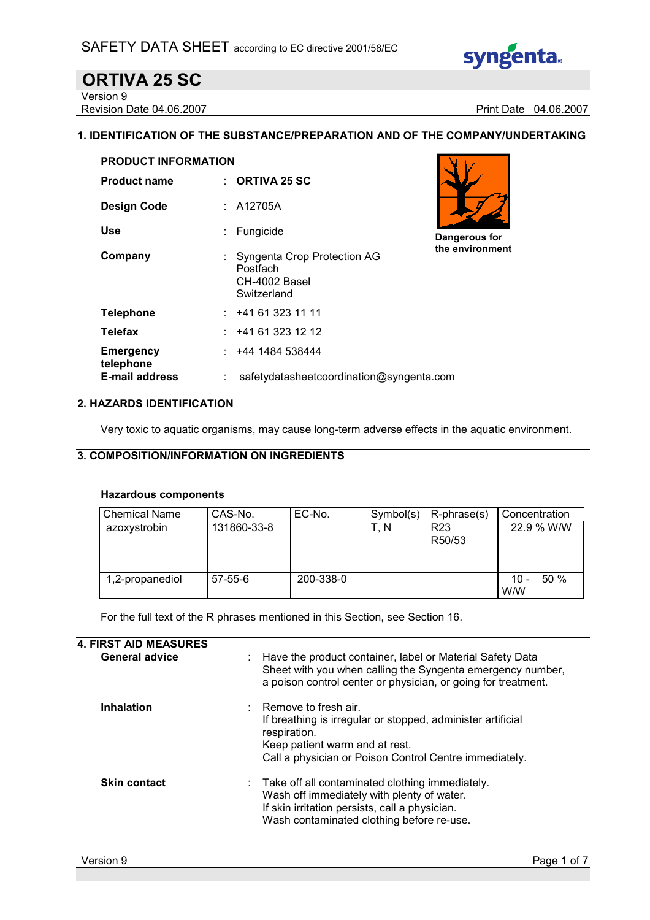SAFETY DATA SHEET according to EC directive 2001/58/EC

# ORTIVA 25 SC

Version 9
Revision Date 04.06.2007
Print Date 04.06.2007

## 1. IDENTIFICATION OF THE SUBSTANCE/PREPARATION AND OF THE COMPANY/UNDERTAKING

**PRODUCT INFORMATION**

**Product name** : **ORTIVA 25 SC**

**Design Code** : A12705A

**Use** : Fungicide

**Company** : Syngenta Crop Protection AG
Postfach
CH-4002 Basel
Switzerland

**Telephone** : +41 61 323 11 11

**Telefax** : +41 61 323 12 12

**Emergency telephone** : +44 1484 538444

**E-mail address** : safetydatasheetcoordination@syngenta.com

**Dangerous for the environment**

## 2. HAZARDS IDENTIFICATION

Very toxic to aquatic organisms, may cause long-term adverse effects in the aquatic environment.

## 3. COMPOSITION/INFORMATION ON INGREDIENTS

**Hazardous components**

| Chemical Name | CAS-No. | EC-No. | Symbol(s) | R-phrase(s) | Concentration |
|---|---|---|---|---|---|
| azoxystrobin | 131860-33-8 | | T, N | R23<br>R50/53 | 22.9 % W/W |
| 1,2-propanediol | 57-55-6 | 200-338-0 | | | 10 - 50 % W/W |

For the full text of the R phrases mentioned in this Section, see Section 16.

## 4. FIRST AID MEASURES

**General advice** : Have the product container, label or Material Safety Data Sheet with you when calling the Syngenta emergency number, a poison control center or physician, or going for treatment.

**Inhalation** : Remove to fresh air.
If breathing is irregular or stopped, administer artificial respiration.
Keep patient warm and at rest.
Call a physician or Poison Control Centre immediately.

**Skin contact** : Take off all contaminated clothing immediately.
Wash off immediately with plenty of water.
If skin irritation persists, call a physician.
Wash contaminated clothing before re-use.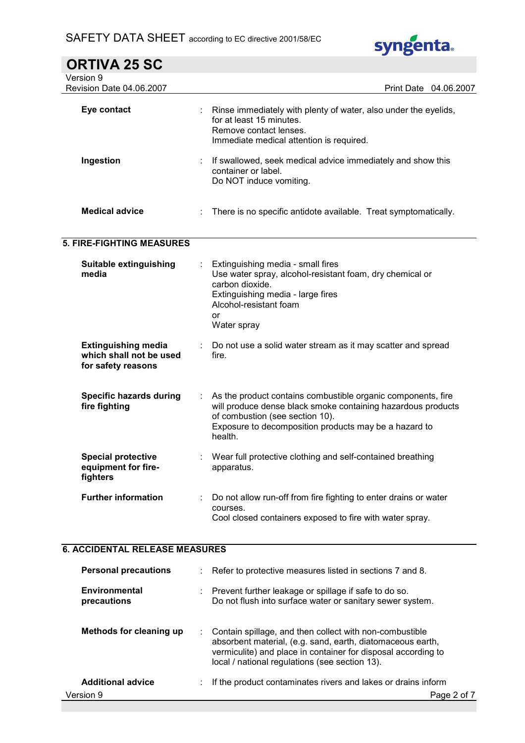| | |
|---|---|
| **Eye contact** | Rinse immediately with plenty of water, also under the eyelids, for at least 15 minutes.<br>Remove contact lenses.<br>Immediate medical attention is required. |
| **Ingestion** | If swallowed, seek medical advice immediately and show this container or label.<br>Do NOT induce vomiting. |
| **Medical advice** | There is no specific antidote available. Treat symptomatically. |

## 5. FIRE-FIGHTING MEASURES

| | |
|---|---|
| **Suitable extinguishing media** | Extinguishing media - small fires<br>Use water spray, alcohol-resistant foam, dry chemical or carbon dioxide.<br>Extinguishing media - large fires<br>Alcohol-resistant foam<br>or<br>Water spray |
| **Extinguishing media which shall not be used for safety reasons** | Do not use a solid water stream as it may scatter and spread fire. |
| **Specific hazards during fire fighting** | As the product contains combustible organic components, fire will produce dense black smoke containing hazardous products of combustion (see section 10).<br>Exposure to decomposition products may be a hazard to health. |
| **Special protective equipment for fire-fighters** | Wear full protective clothing and self-contained breathing apparatus. |
| **Further information** | Do not allow run-off from fire fighting to enter drains or water courses.<br>Cool closed containers exposed to fire with water spray. |

## 6. ACCIDENTAL RELEASE MEASURES

| | |
|---|---|
| **Personal precautions** | Refer to protective measures listed in sections 7 and 8. |
| **Environmental precautions** | Prevent further leakage or spillage if safe to do so.<br>Do not flush into surface water or sanitary sewer system. |
| **Methods for cleaning up** | Contain spillage, and then collect with non-combustible absorbent material, (e.g. sand, earth, diatomaceous earth, vermiculite) and place in container for disposal according to local / national regulations (see section 13). |
| **Additional advice** | If the product contaminates rivers and lakes or drains inform |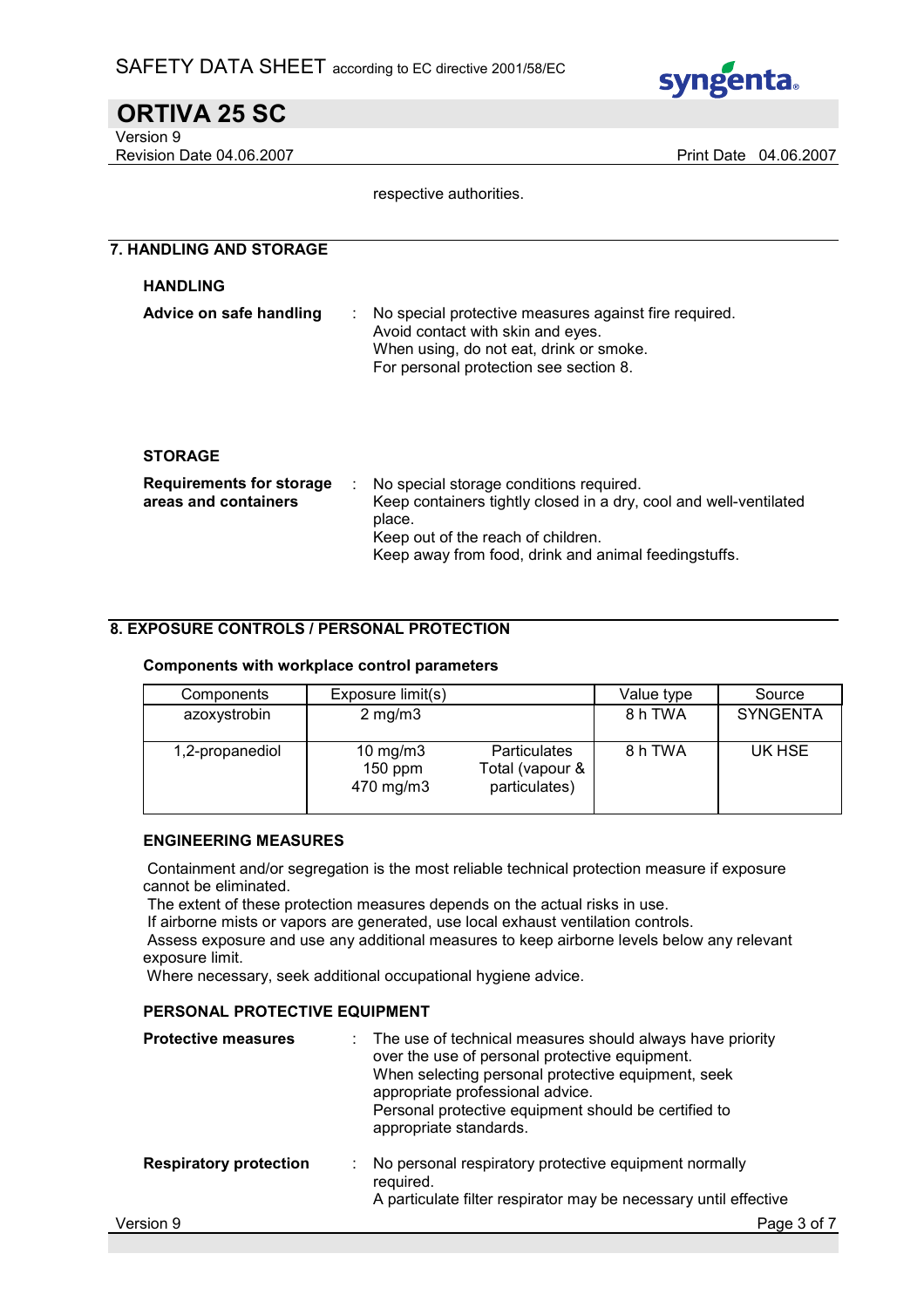respective authorities.

## 7. HANDLING AND STORAGE

### HANDLING

**Advice on safe handling** : No special protective measures against fire required.
Avoid contact with skin and eyes.
When using, do not eat, drink or smoke.
For personal protection see section 8.

### STORAGE

**Requirements for storage areas and containers** : No special storage conditions required.
Keep containers tightly closed in a dry, cool and well-ventilated place.
Keep out of the reach of children.
Keep away from food, drink and animal feedingstuffs.

## 8. EXPOSURE CONTROLS / PERSONAL PROTECTION

**Components with workplace control parameters**

| Components | Exposure limit(s) | | Value type | Source |
|---|---|---|---|---|
| azoxystrobin | 2 mg/m3 | | 8 h TWA | SYNGENTA |
| 1,2-propanediol | 10 mg/m3<br>150 ppm<br>470 mg/m3 | Particulates<br>Total (vapour & particulates) | 8 h TWA | UK HSE |

### ENGINEERING MEASURES

Containment and/or segregation is the most reliable technical protection measure if exposure cannot be eliminated.
The extent of these protection measures depends on the actual risks in use.
If airborne mists or vapors are generated, use local exhaust ventilation controls.
Assess exposure and use any additional measures to keep airborne levels below any relevant exposure limit.
Where necessary, seek additional occupational hygiene advice.

### PERSONAL PROTECTIVE EQUIPMENT

**Protective measures** : The use of technical measures should always have priority over the use of personal protective equipment.
When selecting personal protective equipment, seek appropriate professional advice.
Personal protective equipment should be certified to appropriate standards.

**Respiratory protection** : No personal respiratory protective equipment normally required.
A particulate filter respirator may be necessary until effective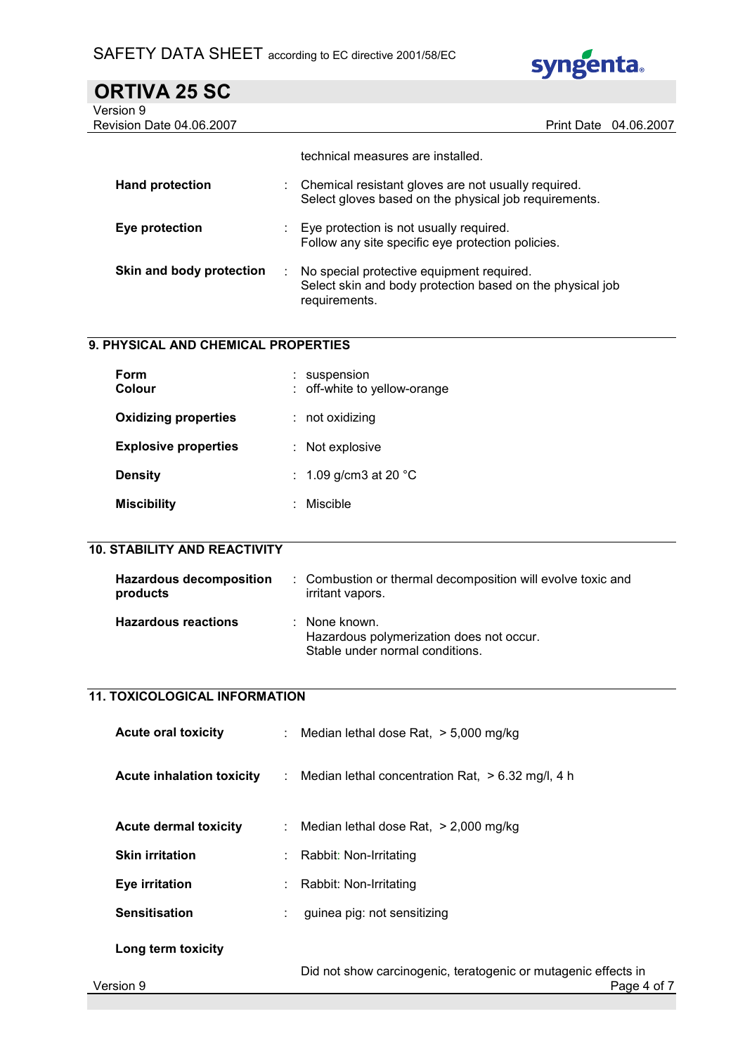technical measures are installed.

| | | |
|---|---|---|
| **Hand protection** | : | Chemical resistant gloves are not usually required. Select gloves based on the physical job requirements. |
| **Eye protection** | : | Eye protection is not usually required. Follow any site specific eye protection policies. |
| **Skin and body protection** | : | No special protective equipment required. Select skin and body protection based on the physical job requirements. |

## 9. PHYSICAL AND CHEMICAL PROPERTIES

| | | |
|---|---|---|
| **Form** | : | suspension |
| **Colour** | : | off-white to yellow-orange |
| **Oxidizing properties** | : | not oxidizing |
| **Explosive properties** | : | Not explosive |
| **Density** | : | 1.09 g/cm3 at 20 °C |
| **Miscibility** | : | Miscible |

## 10. STABILITY AND REACTIVITY

| | | |
|---|---|---|
| **Hazardous decomposition products** | : | Combustion or thermal decomposition will evolve toxic and irritant vapors. |
| **Hazardous reactions** | : | None known. Hazardous polymerization does not occur. Stable under normal conditions. |

## 11. TOXICOLOGICAL INFORMATION

| | | |
|---|---|---|
| **Acute oral toxicity** | : | Median lethal dose Rat, > 5,000 mg/kg |
| **Acute inhalation toxicity** | : | Median lethal concentration Rat, > 6.32 mg/l, 4 h |
| **Acute dermal toxicity** | : | Median lethal dose Rat, > 2,000 mg/kg |
| **Skin irritation** | : | Rabbit: Non-Irritating |
| **Eye irritation** | : | Rabbit: Non-Irritating |
| **Sensitisation** | : | guinea pig: not sensitizing |

**Long term toxicity**

Did not show carcinogenic, teratogenic or mutagenic effects in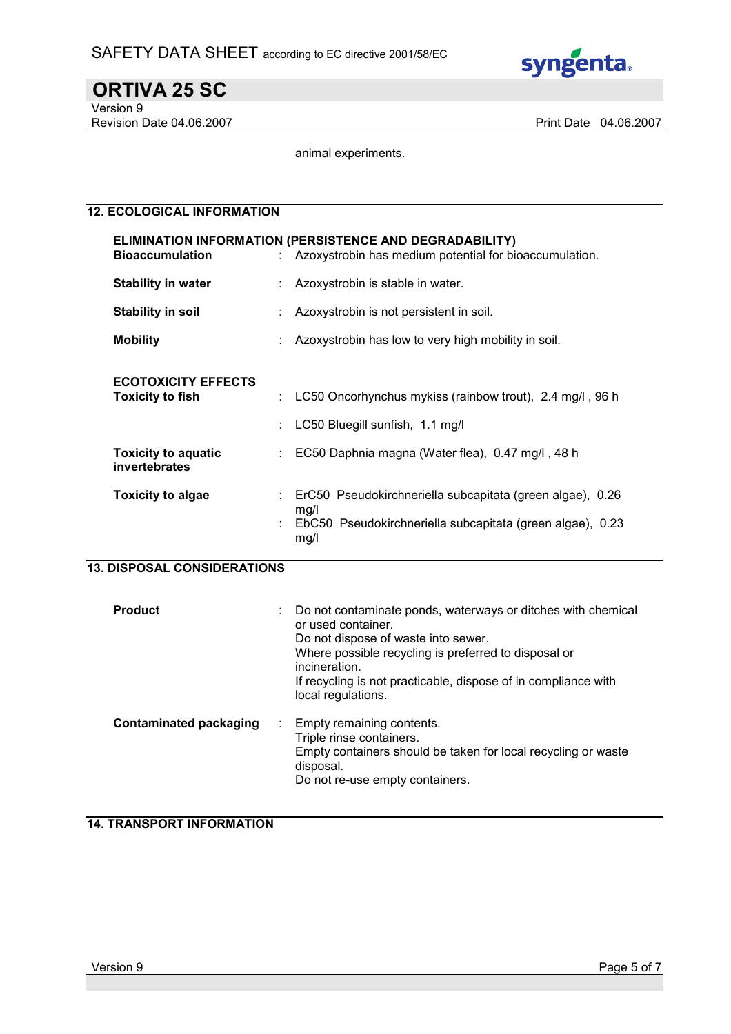animal experiments.

## 12. ECOLOGICAL INFORMATION

**ELIMINATION INFORMATION (PERSISTENCE AND DEGRADABILITY)**

| | |
|---|---|
| **Bioaccumulation** | : Azoxystrobin has medium potential for bioaccumulation. |
| **Stability in water** | : Azoxystrobin is stable in water. |
| **Stability in soil** | : Azoxystrobin is not persistent in soil. |
| **Mobility** | : Azoxystrobin has low to very high mobility in soil. |

**ECOTOXICITY EFFECTS**

| | |
|---|---|
| **Toxicity to fish** | : LC50 Oncorhynchus mykiss (rainbow trout), 2.4 mg/l , 96 h |
| | : LC50 Bluegill sunfish, 1.1 mg/l |
| **Toxicity to aquatic invertebrates** | : EC50 Daphnia magna (Water flea), 0.47 mg/l , 48 h |
| **Toxicity to algae** | : ErC50 Pseudokirchneriella subcapitata (green algae), 0.26 mg/l |
| | : EbC50 Pseudokirchneriella subcapitata (green algae), 0.23 mg/l |

## 13. DISPOSAL CONSIDERATIONS

| | |
|---|---|
| **Product** | : Do not contaminate ponds, waterways or ditches with chemical or used container.<br>Do not dispose of waste into sewer.<br>Where possible recycling is preferred to disposal or incineration.<br>If recycling is not practicable, dispose of in compliance with local regulations. |
| **Contaminated packaging** | : Empty remaining contents.<br>Triple rinse containers.<br>Empty containers should be taken for local recycling or waste disposal.<br>Do not re-use empty containers. |

## 14. TRANSPORT INFORMATION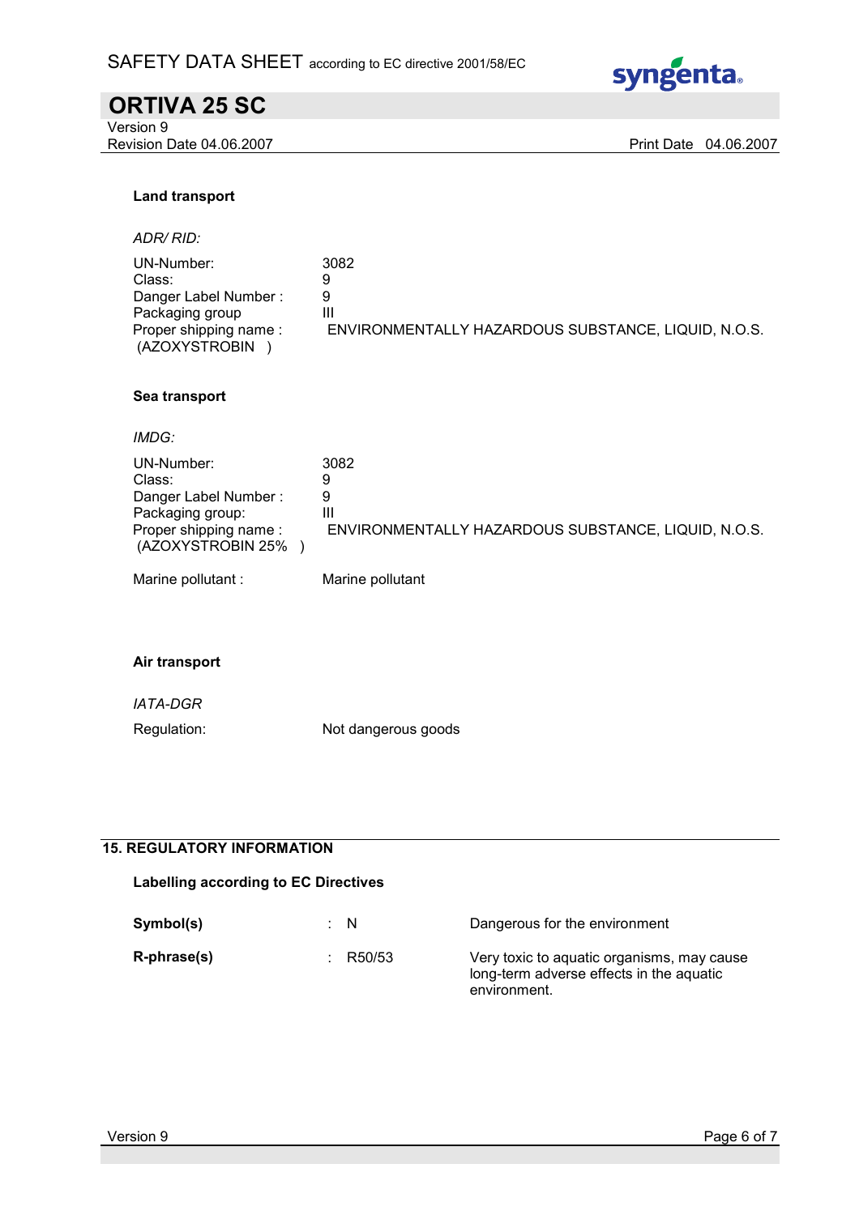### Land transport

*ADR/ RID:*

| | |
|---|---|
| UN-Number: | 3082 |
| Class: | 9 |
| Danger Label Number : | 9 |
| Packaging group | III |
| Proper shipping name : (AZOXYSTROBIN ) | ENVIRONMENTALLY HAZARDOUS SUBSTANCE, LIQUID, N.O.S. |

### Sea transport

*IMDG:*

| | |
|---|---|
| UN-Number: | 3082 |
| Class: | 9 |
| Danger Label Number : | 9 |
| Packaging group: | III |
| Proper shipping name : (AZOXYSTROBIN 25% ) | ENVIRONMENTALLY HAZARDOUS SUBSTANCE, LIQUID, N.O.S. |
| Marine pollutant : | Marine pollutant |

### Air transport

*IATA-DGR*

| | |
|---|---|
| Regulation: | Not dangerous goods |

## 15. REGULATORY INFORMATION

### Labelling according to EC Directives

| | | |
|---|---|---|
| **Symbol(s)** | : N | Dangerous for the environment |
| **R-phrase(s)** | : R50/53 | Very toxic to aquatic organisms, may cause long-term adverse effects in the aquatic environment. |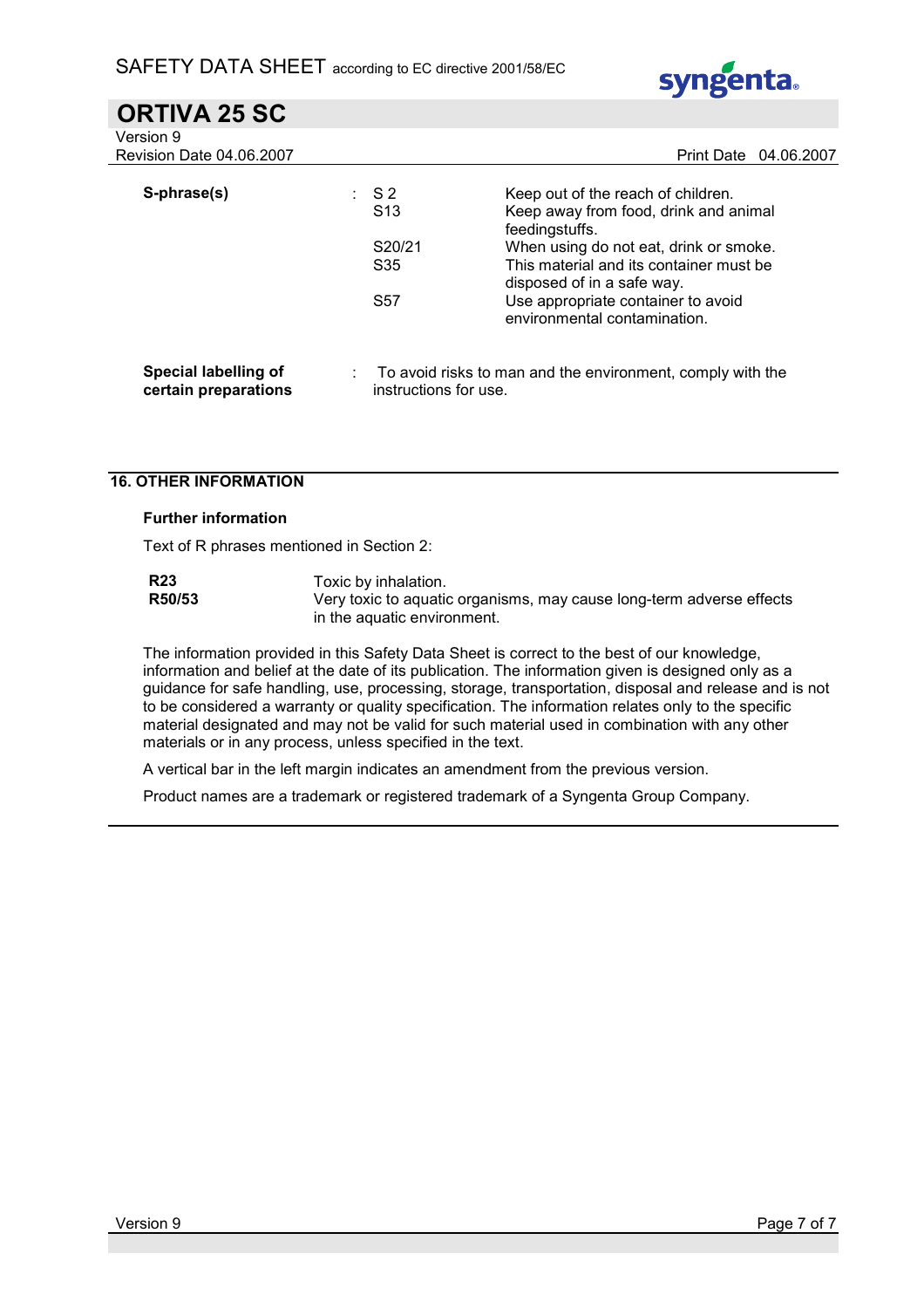| | | |
|---|---|---|
| **S-phrase(s)** | S 2 | Keep out of the reach of children. |
| | S13 | Keep away from food, drink and animal feedingstuffs. |
| | S20/21 | When using do not eat, drink or smoke. |
| | S35 | This material and its container must be disposed of in a safe way. |
| | S57 | Use appropriate container to avoid environmental contamination. |

**Special labelling of certain preparations** : To avoid risks to man and the environment, comply with the instructions for use.

## 16. OTHER INFORMATION

**Further information**

Text of R phrases mentioned in Section 2:

| | |
|---|---|
| **R23** | Toxic by inhalation. |
| **R50/53** | Very toxic to aquatic organisms, may cause long-term adverse effects in the aquatic environment. |

The information provided in this Safety Data Sheet is correct to the best of our knowledge, information and belief at the date of its publication. The information given is designed only as a guidance for safe handling, use, processing, storage, transportation, disposal and release and is not to be considered a warranty or quality specification. The information relates only to the specific material designated and may not be valid for such material used in combination with any other materials or in any process, unless specified in the text.

A vertical bar in the left margin indicates an amendment from the previous version.

Product names are a trademark or registered trademark of a Syngenta Group Company.